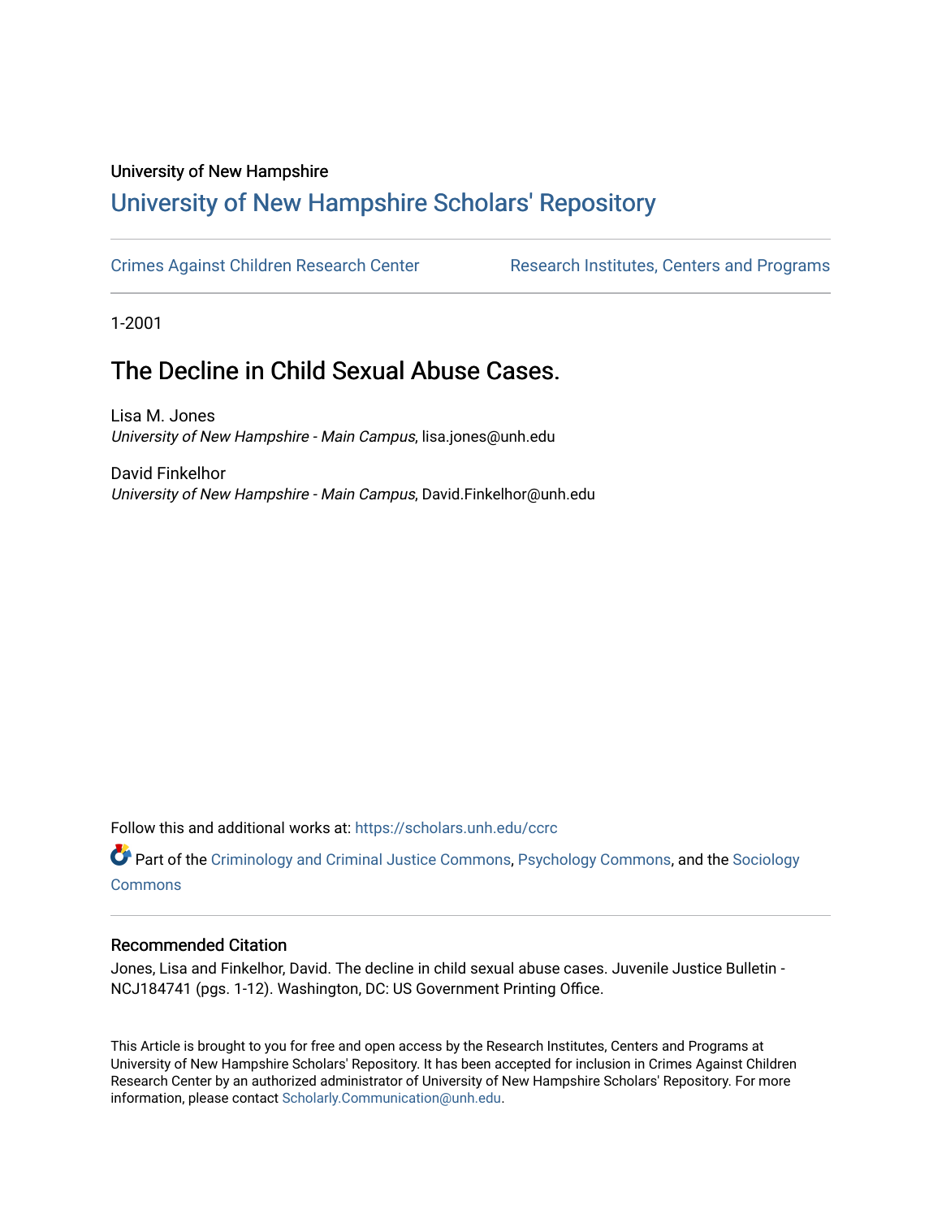University of New Hampshire

# University of New Hampshire Scholars' Repository

Crimes Against Children Research Center | Research Institutes, Centers and Programs

1-2001

## The Decline in Child Sexual Abuse Cases.

Lisa M. Jones
*University of New Hampshire - Main Campus*, lisa.jones@unh.edu

David Finkelhor
*University of New Hampshire - Main Campus*, David.Finkelhor@unh.edu

Follow this and additional works at: https://scholars.unh.edu/ccrc

Part of the Criminology and Criminal Justice Commons, Psychology Commons, and the Sociology Commons

### Recommended Citation

Jones, Lisa and Finkelhor, David. The decline in child sexual abuse cases. Juvenile Justice Bulletin - NCJ184741 (pgs. 1-12). Washington, DC: US Government Printing Office.

This Article is brought to you for free and open access by the Research Institutes, Centers and Programs at University of New Hampshire Scholars' Repository. It has been accepted for inclusion in Crimes Against Children Research Center by an authorized administrator of University of New Hampshire Scholars' Repository. For more information, please contact Scholarly.Communication@unh.edu.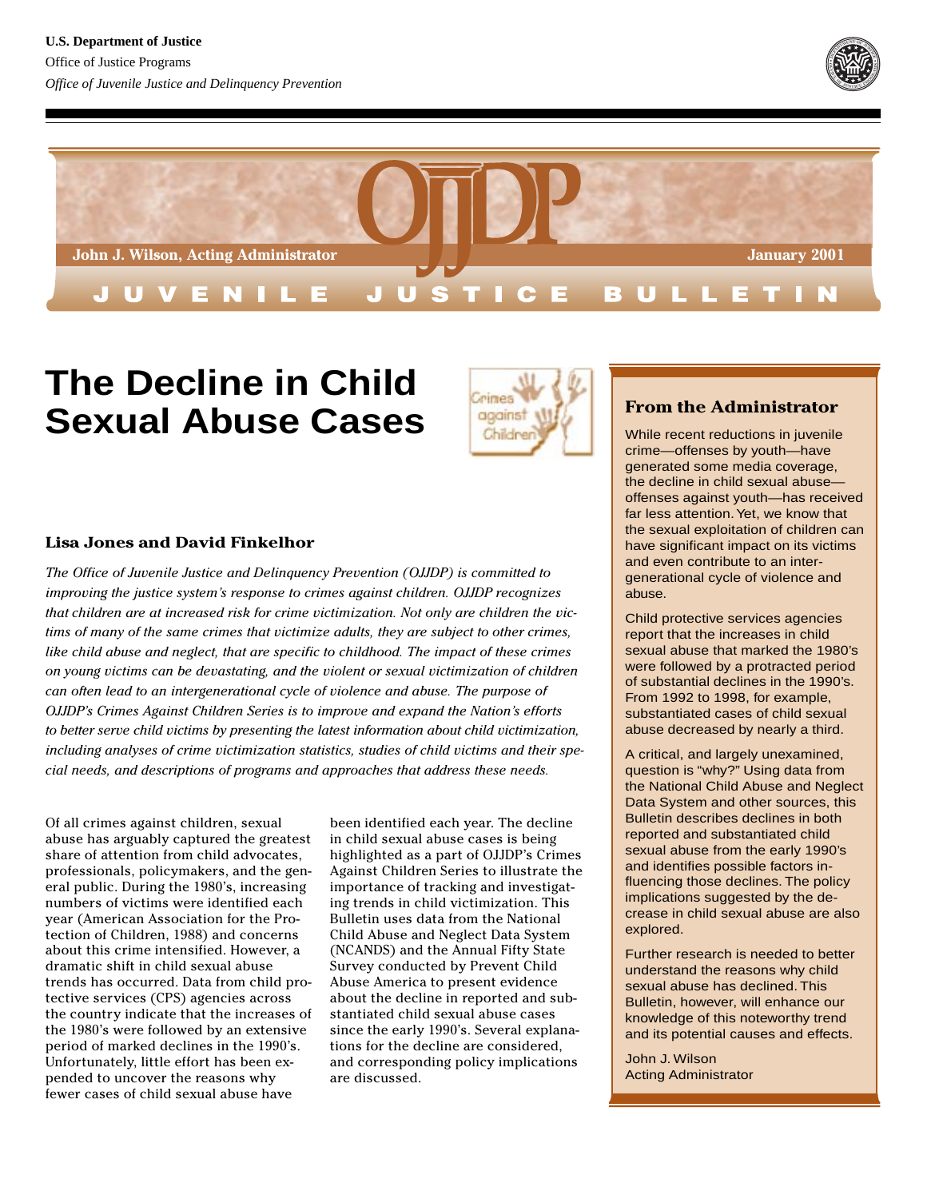U.S. Department of Justice

Office of Justice Programs

*Office of Juvenile Justice and Delinquency Prevention*

OJJDP

**John J. Wilson, Acting Administrator** **January 2001**

JUVENILE JUSTICE BULLETIN

# The Decline in Child Sexual Abuse Cases

Crimes against Children

**Lisa Jones and David Finkelhor**

*The Office of Juvenile Justice and Delinquency Prevention (OJJDP) is committed to improving the justice system's response to crimes against children. OJJDP recognizes that children are at increased risk for crime victimization. Not only are children the victims of many of the same crimes that victimize adults, they are subject to other crimes, like child abuse and neglect, that are specific to childhood. The impact of these crimes on young victims can be devastating, and the violent or sexual victimization of children can often lead to an intergenerational cycle of violence and abuse. The purpose of OJJDP's Crimes Against Children Series is to improve and expand the Nation's efforts to better serve child victims by presenting the latest information about child victimization, including analyses of crime victimization statistics, studies of child victims and their special needs, and descriptions of programs and approaches that address these needs.*

Of all crimes against children, sexual abuse has arguably captured the greatest share of attention from child advocates, professionals, policymakers, and the general public. During the 1980's, increasing numbers of victims were identified each year (American Association for the Protection of Children, 1988) and concerns about this crime intensified. However, a dramatic shift in child sexual abuse trends has occurred. Data from child protective services (CPS) agencies across the country indicate that the increases of the 1980's were followed by an extensive period of marked declines in the 1990's. Unfortunately, little effort has been expended to uncover the reasons why fewer cases of child sexual abuse have been identified each year. The decline in child sexual abuse cases is being highlighted as a part of OJJDP's Crimes Against Children Series to illustrate the importance of tracking and investigating trends in child victimization. This Bulletin uses data from the National Child Abuse and Neglect Data System (NCANDS) and the Annual Fifty State Survey conducted by Prevent Child Abuse America to present evidence about the decline in reported and substantiated child sexual abuse cases since the early 1990's. Several explanations for the decline are considered, and corresponding policy implications are discussed.

### From the Administrator

While recent reductions in juvenile crime—offenses by youth—have generated some media coverage, the decline in child sexual abuse—offenses against youth—has received far less attention. Yet, we know that the sexual exploitation of children can have significant impact on its victims and even contribute to an intergenerational cycle of violence and abuse.

Child protective services agencies report that the increases in child sexual abuse that marked the 1980's were followed by a protracted period of substantial declines in the 1990's. From 1992 to 1998, for example, substantiated cases of child sexual abuse decreased by nearly a third.

A critical, and largely unexamined, question is "why?" Using data from the National Child Abuse and Neglect Data System and other sources, this Bulletin describes declines in both reported and substantiated child sexual abuse from the early 1990's and identifies possible factors influencing those declines. The policy implications suggested by the decrease in child sexual abuse are also explored.

Further research is needed to better understand the reasons why child sexual abuse has declined. This Bulletin, however, will enhance our knowledge of this noteworthy trend and its potential causes and effects.

John J. Wilson
Acting Administrator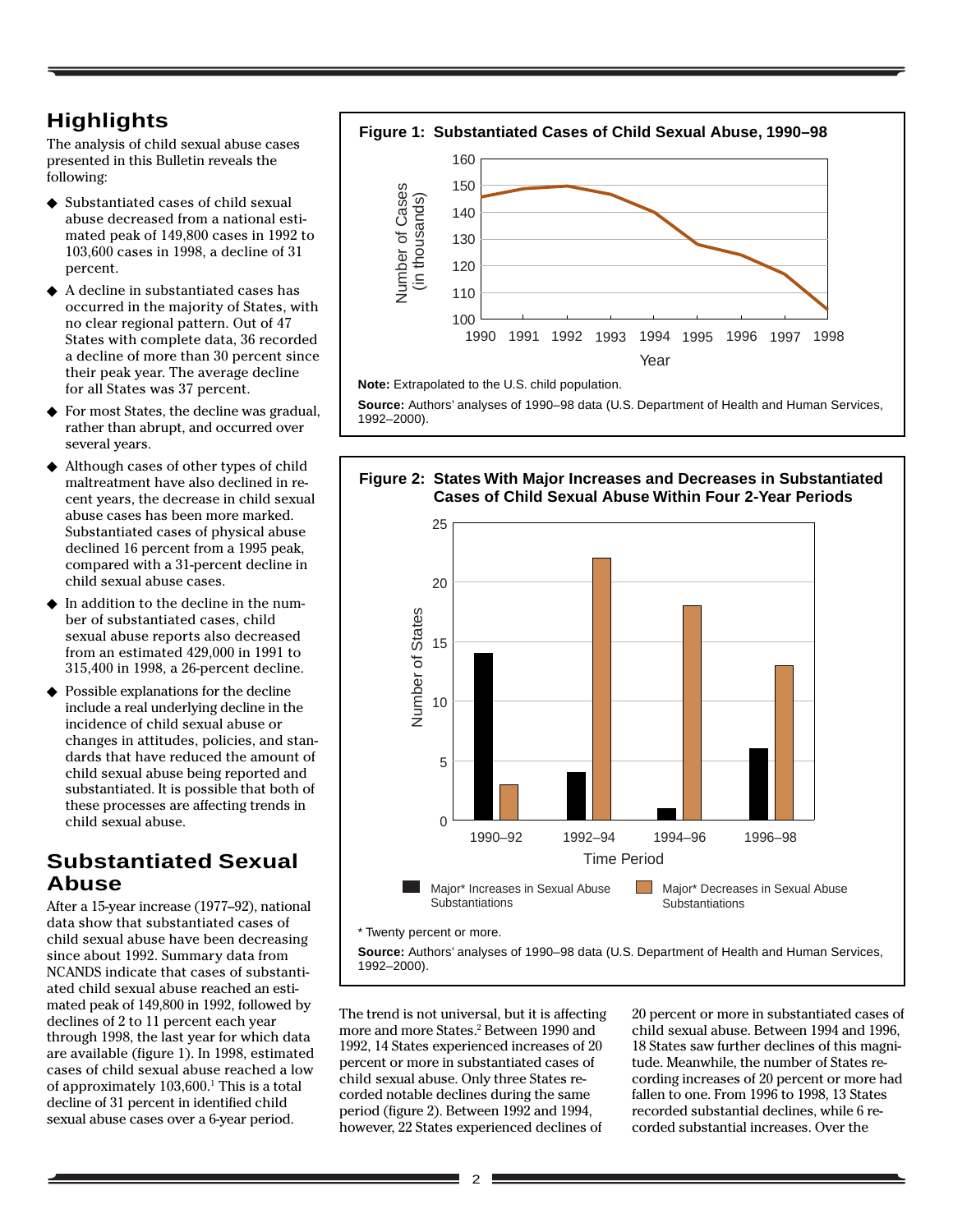## Highlights

The analysis of child sexual abuse cases presented in this Bulletin reveals the following:

- Substantiated cases of child sexual abuse decreased from a national estimated peak of 149,800 cases in 1992 to 103,600 cases in 1998, a decline of 31 percent.
- A decline in substantiated cases has occurred in the majority of States, with no clear regional pattern. Out of 47 States with complete data, 36 recorded a decline of more than 30 percent since their peak year. The average decline for all States was 37 percent.
- For most States, the decline was gradual, rather than abrupt, and occurred over several years.
- Although cases of other types of child maltreatment have also declined in recent years, the decrease in child sexual abuse cases has been more marked. Substantiated cases of physical abuse declined 16 percent from a 1995 peak, compared with a 31-percent decline in child sexual abuse cases.
- In addition to the decline in the number of substantiated cases, child sexual abuse reports also decreased from an estimated 429,000 in 1991 to 315,400 in 1998, a 26-percent decline.
- Possible explanations for the decline include a real underlying decline in the incidence of child sexual abuse or changes in attitudes, policies, and standards that have reduced the amount of child sexual abuse being reported and substantiated. It is possible that both of these processes are affecting trends in child sexual abuse.

## Substantiated Sexual Abuse

After a 15-year increase (1977–92), national data show that substantiated cases of child sexual abuse have been decreasing since about 1992. Summary data from NCANDS indicate that cases of substantiated child sexual abuse reached an estimated peak of 149,800 in 1992, followed by declines of 2 to 11 percent each year through 1998, the last year for which data are available (figure 1). In 1998, estimated cases of child sexual abuse reached a low of approximately 103,600.[1] This is a total decline of 31 percent in identified child sexual abuse cases over a 6-year period.

**Figure 1: Substantiated Cases of Child Sexual Abuse, 1990–98**

**Note:** Extrapolated to the U.S. child population.

**Source:** Authors' analyses of 1990–98 data (U.S. Department of Health and Human Services, 1992–2000).

**Figure 2: States With Major Increases and Decreases in Substantiated Cases of Child Sexual Abuse Within Four 2-Year Periods**

| Time Period | Major* Increases in Sexual Abuse Substantiations | Major* Decreases in Sexual Abuse Substantiations |
|---|---|---|
| 1990–92 | 14 | 3 |
| 1992–94 | 4 | 22 |
| 1994–96 | 1 | 18 |
| 1996–98 | 6 | 13 |

\* Twenty percent or more.

**Source:** Authors' analyses of 1990–98 data (U.S. Department of Health and Human Services, 1992–2000).

The trend is not universal, but it is affecting more and more States.[2] Between 1990 and 1992, 14 States experienced increases of 20 percent or more in substantiated cases of child sexual abuse. Only three States recorded notable declines during the same period (figure 2). Between 1992 and 1994, however, 22 States experienced declines of 20 percent or more in substantiated cases of child sexual abuse. Between 1994 and 1996, 18 States saw further declines of this magnitude. Meanwhile, the number of States recording increases of 20 percent or more had fallen to one. From 1996 to 1998, 13 States recorded substantial declines, while 6 recorded substantial increases. Over the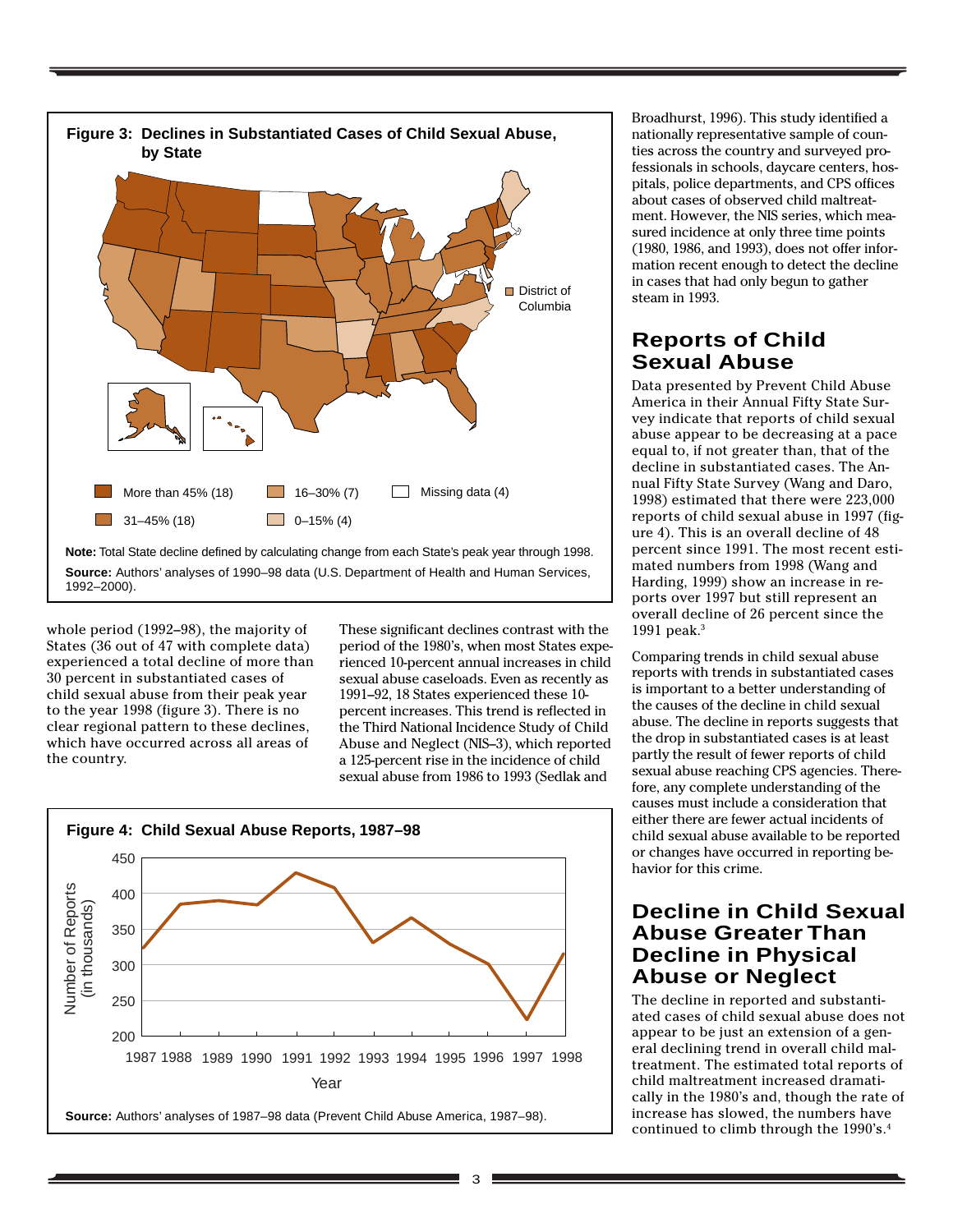**Figure 3: Declines in Substantiated Cases of Child Sexual Abuse, by State**

More than 45% (18)
31–45% (18)
16–30% (7)
0–15% (4)
Missing data (4)
District of Columbia

**Note:** Total State decline defined by calculating change from each State's peak year through 1998.

**Source:** Authors' analyses of 1990–98 data (U.S. Department of Health and Human Services, 1992–2000).

whole period (1992–98), the majority of States (36 out of 47 with complete data) experienced a total decline of more than 30 percent in substantiated cases of child sexual abuse from their peak year to the year 1998 (figure 3). There is no clear regional pattern to these declines, which have occurred across all areas of the country.

These significant declines contrast with the period of the 1980's, when most States experienced 10-percent annual increases in child sexual abuse caseloads. Even as recently as 1991–92, 18 States experienced these 10-percent increases. This trend is reflected in the Third National Incidence Study of Child Abuse and Neglect (NIS–3), which reported a 125-percent rise in the incidence of child sexual abuse from 1986 to 1993 (Sedlak and Broadhurst, 1996). This study identified a nationally representative sample of counties across the country and surveyed professionals in schools, daycare centers, hospitals, police departments, and CPS offices about cases of observed child maltreatment. However, the NIS series, which measured incidence at only three time points (1980, 1986, and 1993), does not offer information recent enough to detect the decline in cases that had only begun to gather steam in 1993.

**Figure 4: Child Sexual Abuse Reports, 1987–98**

Number of Reports (in thousands): 200–450

Year: 1987 1988 1989 1990 1991 1992 1993 1994 1995 1996 1997 1998

**Source:** Authors' analyses of 1987–98 data (Prevent Child Abuse America, 1987–98).

## Reports of Child Sexual Abuse

Data presented by Prevent Child Abuse America in their Annual Fifty State Survey indicate that reports of child sexual abuse appear to be decreasing at a pace equal to, if not greater than, that of the decline in substantiated cases. The Annual Fifty State Survey (Wang and Daro, 1998) estimated that there were 223,000 reports of child sexual abuse in 1997 (figure 4). This is an overall decline of 48 percent since 1991. The most recent estimated numbers from 1998 (Wang and Harding, 1999) show an increase in reports over 1997 but still represent an overall decline of 26 percent since the 1991 peak.[3]

Comparing trends in child sexual abuse reports with trends in substantiated cases is important to a better understanding of the causes of the decline in child sexual abuse. The decline in reports suggests that the drop in substantiated cases is at least partly the result of fewer reports of child sexual abuse reaching CPS agencies. Therefore, any complete understanding of the causes must include a consideration that either there are fewer actual incidents of child sexual abuse available to be reported or changes have occurred in reporting behavior for this crime.

## Decline in Child Sexual Abuse Greater Than Decline in Physical Abuse or Neglect

The decline in reported and substantiated cases of child sexual abuse does not appear to be just an extension of a general declining trend in overall child maltreatment. The estimated total reports of child maltreatment increased dramatically in the 1980's and, though the rate of increase has slowed, the numbers have continued to climb through the 1990's.[4]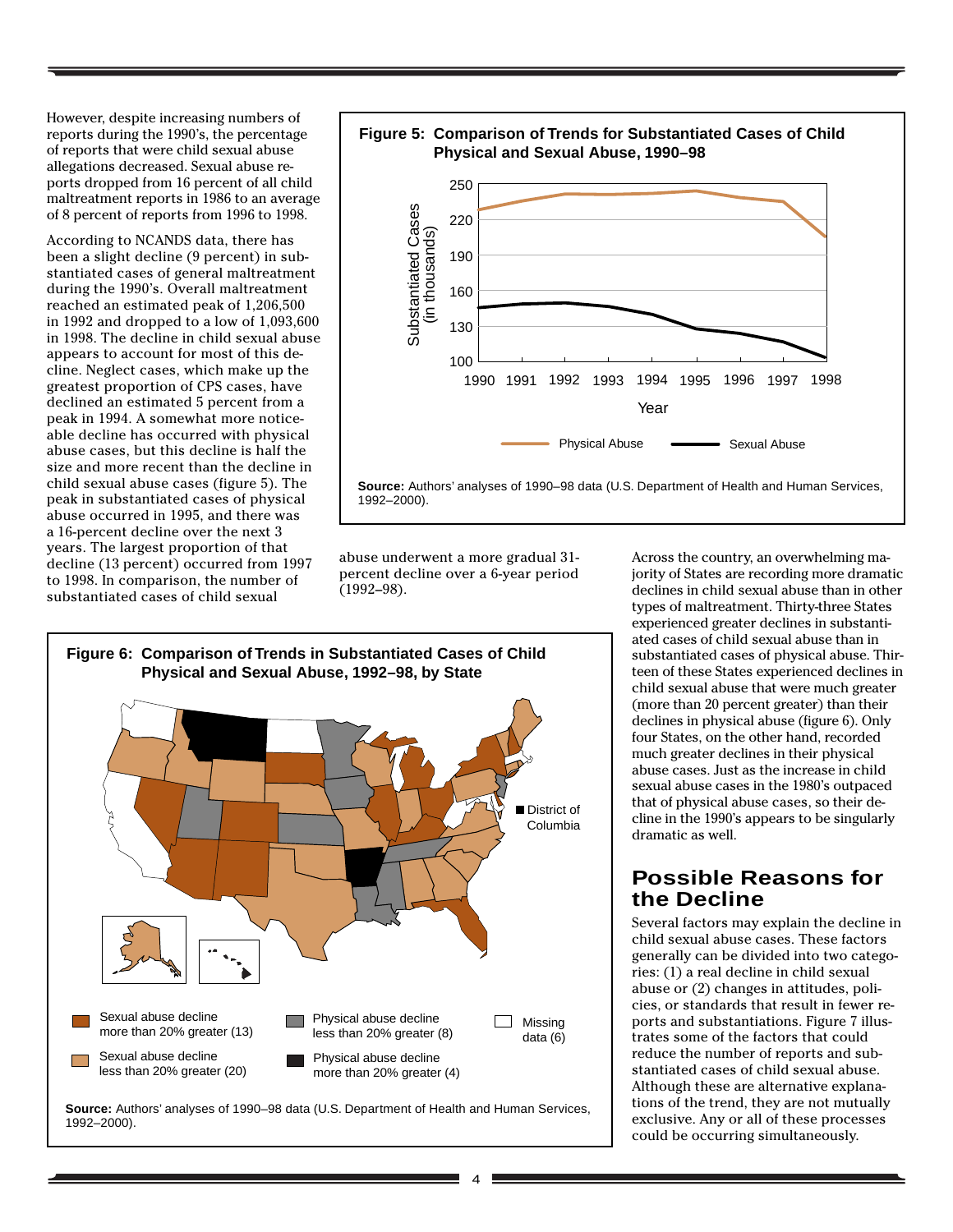However, despite increasing numbers of reports during the 1990's, the percentage of reports that were child sexual abuse allegations decreased. Sexual abuse reports dropped from 16 percent of all child maltreatment reports in 1986 to an average of 8 percent of reports from 1996 to 1998.

According to NCANDS data, there has been a slight decline (9 percent) in substantiated cases of general maltreatment during the 1990's. Overall maltreatment reached an estimated peak of 1,206,500 in 1992 and dropped to a low of 1,093,600 in 1998. The decline in child sexual abuse appears to account for most of this decline. Neglect cases, which make up the greatest proportion of CPS cases, have declined an estimated 5 percent from a peak in 1994. A somewhat more noticeable decline has occurred with physical abuse cases, but this decline is half the size and more recent than the decline in child sexual abuse cases (figure 5). The peak in substantiated cases of physical abuse occurred in 1995, and there was a 16-percent decline over the next 3 years. The largest proportion of that decline (13 percent) occurred from 1997 to 1998. In comparison, the number of substantiated cases of child sexual abuse underwent a more gradual 31-percent decline over a 6-year period (1992–98).

**Figure 5: Comparison of Trends for Substantiated Cases of Child Physical and Sexual Abuse, 1990–98**

**Source:** Authors' analyses of 1990–98 data (U.S. Department of Health and Human Services, 1992–2000).

Across the country, an overwhelming majority of States are recording more dramatic declines in child sexual abuse than in other types of maltreatment. Thirty-three States experienced greater declines in substantiated cases of child sexual abuse than in substantiated cases of physical abuse. Thirteen of these States experienced declines in child sexual abuse that were much greater (more than 20 percent greater) than their declines in physical abuse (figure 6). Only four States, on the other hand, recorded much greater declines in their physical abuse cases. Just as the increase in child sexual abuse cases in the 1980's outpaced that of physical abuse cases, so their decline in the 1990's appears to be singularly dramatic as well.

**Figure 6: Comparison of Trends in Substantiated Cases of Child Physical and Sexual Abuse, 1992–98, by State**

**Source:** Authors' analyses of 1990–98 data (U.S. Department of Health and Human Services, 1992–2000).

## Possible Reasons for the Decline

Several factors may explain the decline in child sexual abuse cases. These factors generally can be divided into two categories: (1) a real decline in child sexual abuse or (2) changes in attitudes, policies, or standards that result in fewer reports and substantiations. Figure 7 illustrates some of the factors that could reduce the number of reports and substantiated cases of child sexual abuse. Although these are alternative explanations of the trend, they are not mutually exclusive. Any or all of these processes could be occurring simultaneously.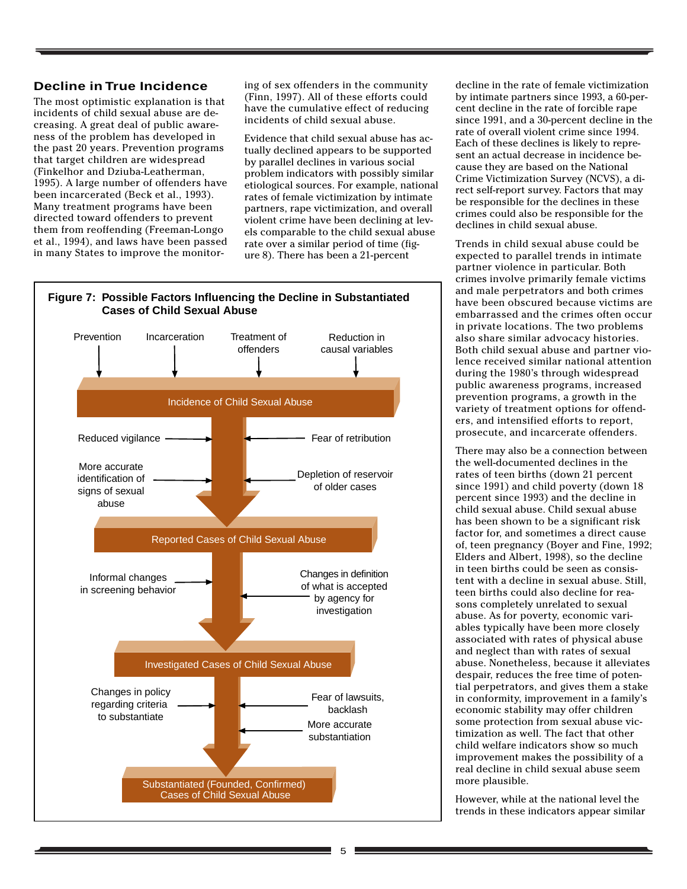## Decline in True Incidence

The most optimistic explanation is that incidents of child sexual abuse are decreasing. A great deal of public awareness of the problem has developed in the past 20 years. Prevention programs that target children are widespread (Finkelhor and Dziuba-Leatherman, 1995). A large number of offenders have been incarcerated (Beck et al., 1993). Many treatment programs have been directed toward offenders to prevent them from reoffending (Freeman-Longo et al., 1994), and laws have been passed in many States to improve the monitoring of sex offenders in the community (Finn, 1997). All of these efforts could have the cumulative effect of reducing incidents of child sexual abuse.

Evidence that child sexual abuse has actually declined appears to be supported by parallel declines in various social problem indicators with possibly similar etiological sources. For example, national rates of female victimization by intimate partners, rape victimization, and overall violent crime have been declining at levels comparable to the child sexual abuse rate over a similar period of time (figure 8). There has been a 21-percent decline in the rate of female victimization by intimate partners since 1993, a 60-percent decline in the rate of forcible rape since 1991, and a 30-percent decline in the rate of overall violent crime since 1994. Each of these declines is likely to represent an actual decrease in incidence because they are based on the National Crime Victimization Survey (NCVS), a direct self-report survey. Factors that may be responsible for the declines in these crimes could also be responsible for the declines in child sexual abuse.

**Figure 7: Possible Factors Influencing the Decline in Substantiated Cases of Child Sexual Abuse**

- Factors influencing **Incidence of Child Sexual Abuse**: Prevention; Incarceration; Treatment of offenders; Reduction in causal variables
- Between Incidence and **Reported Cases of Child Sexual Abuse**: Reduced vigilance; More accurate identification of signs of sexual abuse; Fear of retribution; Depletion of reservoir of older cases
- Between Reported Cases and **Investigated Cases of Child Sexual Abuse**: Informal changes in screening behavior; Changes in definition of what is accepted by agency for investigation
- Between Investigated Cases and **Substantiated (Founded, Confirmed) Cases of Child Sexual Abuse**: Changes in policy regarding criteria to substantiate; Fear of lawsuits, backlash; More accurate substantiation

Trends in child sexual abuse could be expected to parallel trends in intimate partner violence in particular. Both crimes involve primarily female victims and male perpetrators and both crimes have been obscured because victims are embarrassed and the crimes often occur in private locations. The two problems also share similar advocacy histories. Both child sexual abuse and partner violence received similar national attention during the 1980's through widespread public awareness programs, increased prevention programs, a growth in the variety of treatment options for offenders, and intensified efforts to report, prosecute, and incarcerate offenders.

There may also be a connection between the well-documented declines in the rates of teen births (down 21 percent since 1991) and child poverty (down 18 percent since 1993) and the decline in child sexual abuse. Child sexual abuse has been shown to be a significant risk factor for, and sometimes a direct cause of, teen pregnancy (Boyer and Fine, 1992; Elders and Albert, 1998), so the decline in teen births could be seen as consistent with a decline in sexual abuse. Still, teen births could also decline for reasons completely unrelated to sexual abuse. As for poverty, economic variables typically have been more closely associated with rates of physical abuse and neglect than with rates of sexual abuse. Nonetheless, because it alleviates despair, reduces the free time of potential perpetrators, and gives them a stake in conformity, improvement in a family's economic stability may offer children some protection from sexual abuse victimization as well. The fact that other child welfare indicators show so much improvement makes the possibility of a real decline in child sexual abuse seem more plausible.

However, while at the national level the trends in these indicators appear similar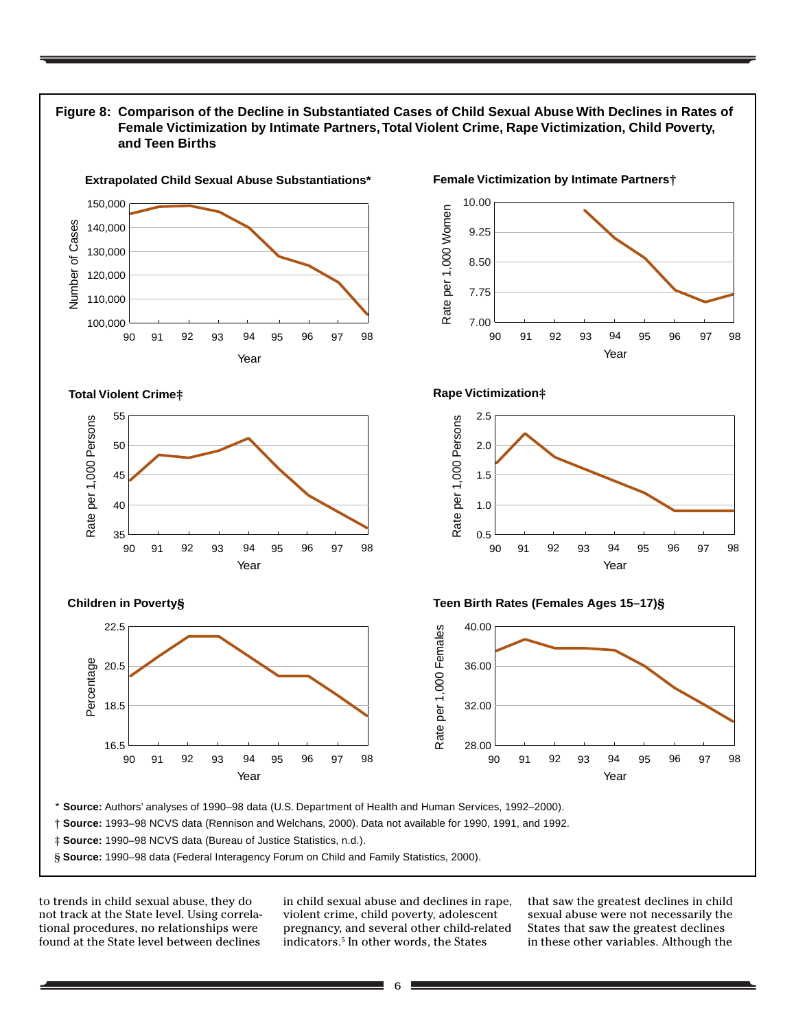**Figure 8: Comparison of the Decline in Substantiated Cases of Child Sexual Abuse With Declines in Rates of Female Victimization by Intimate Partners, Total Violent Crime, Rape Victimization, Child Poverty, and Teen Births**

**Extrapolated Child Sexual Abuse Substantiations***

**Female Victimization by Intimate Partners†**

**Total Violent Crime‡**

**Rape Victimization‡**

**Children in Poverty§**

**Teen Birth Rates (Females Ages 15–17)§**

* **Source:** Authors' analyses of 1990–98 data (U.S. Department of Health and Human Services, 1992–2000).

† **Source:** 1993–98 NCVS data (Rennison and Welchans, 2000). Data not available for 1990, 1991, and 1992.

‡ **Source:** 1990–98 NCVS data (Bureau of Justice Statistics, n.d.).

§ **Source:** 1990–98 data (Federal Interagency Forum on Child and Family Statistics, 2000).

to trends in child sexual abuse, they do not track at the State level. Using correlational procedures, no relationships were found at the State level between declines in child sexual abuse and declines in rape, violent crime, child poverty, adolescent pregnancy, and several other child-related indicators.[5] In other words, the States that saw the greatest declines in child sexual abuse were not necessarily the States that saw the greatest declines in these other variables. Although the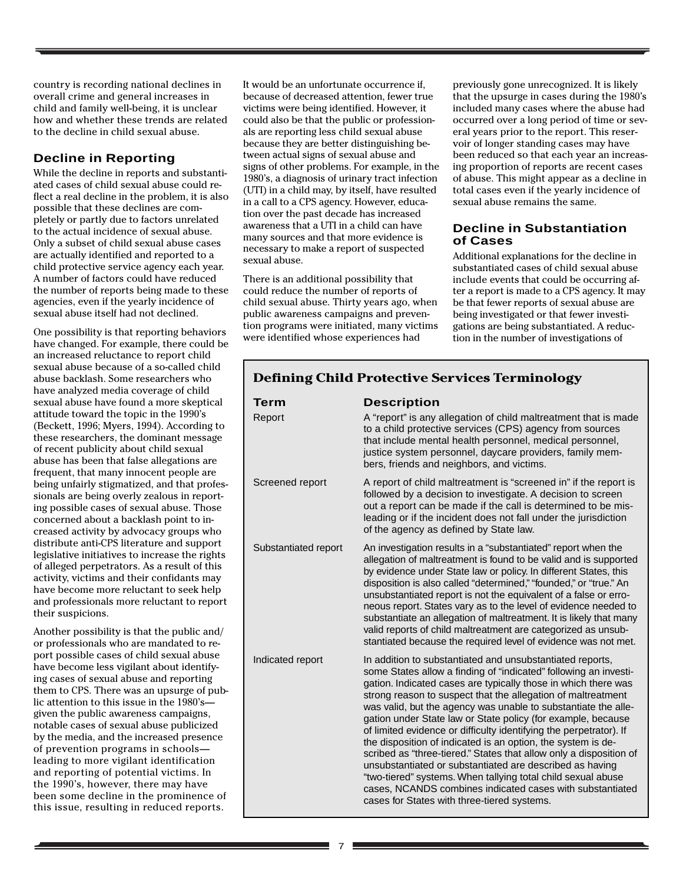country is recording national declines in overall crime and general increases in child and family well-being, it is unclear how and whether these trends are related to the decline in child sexual abuse.

## Decline in Reporting

While the decline in reports and substantiated cases of child sexual abuse could reflect a real decline in the problem, it is also possible that these declines are completely or partly due to factors unrelated to the actual incidence of sexual abuse. Only a subset of child sexual abuse cases are actually identified and reported to a child protective service agency each year. A number of factors could have reduced the number of reports being made to these agencies, even if the yearly incidence of sexual abuse itself had not declined.

One possibility is that reporting behaviors have changed. For example, there could be an increased reluctance to report child sexual abuse because of a so-called child abuse backlash. Some researchers who have analyzed media coverage of child sexual abuse have found a more skeptical attitude toward the topic in the 1990's (Beckett, 1996; Myers, 1994). According to these researchers, the dominant message of recent publicity about child sexual abuse has been that false allegations are frequent, that many innocent people are being unfairly stigmatized, and that professionals are being overly zealous in reporting possible cases of sexual abuse. Those concerned about a backlash point to increased activity by advocacy groups who distribute anti-CPS literature and support legislative initiatives to increase the rights of alleged perpetrators. As a result of this activity, victims and their confidants may have become more reluctant to seek help and professionals more reluctant to report their suspicions.

Another possibility is that the public and/or professionals who are mandated to report possible cases of child sexual abuse have become less vigilant about identifying cases of sexual abuse and reporting them to CPS. There was an upsurge of public attention to this issue in the 1980's—given the public awareness campaigns, notable cases of sexual abuse publicized by the media, and the increased presence of prevention programs in schools—leading to more vigilant identification and reporting of potential victims. In the 1990's, however, there may have been some decline in the prominence of this issue, resulting in reduced reports. It would be an unfortunate occurrence if, because of decreased attention, fewer true victims were being identified. However, it could also be that the public or professionals are reporting less child sexual abuse because they are better distinguishing between actual signs of sexual abuse and signs of other problems. For example, in the 1980's, a diagnosis of urinary tract infection (UTI) in a child may, by itself, have resulted in a call to a CPS agency. However, education over the past decade has increased awareness that a UTI in a child can have many sources and that more evidence is necessary to make a report of suspected sexual abuse.

There is an additional possibility that could reduce the number of reports of child sexual abuse. Thirty years ago, when public awareness campaigns and prevention programs were initiated, many victims were identified whose experiences had previously gone unrecognized. It is likely that the upsurge in cases during the 1980's included many cases where the abuse had occurred over a long period of time or several years prior to the report. This reservoir of longer standing cases may have been reduced so that each year an increasing proportion of reports are recent cases of abuse. This might appear as a decline in total cases even if the yearly incidence of sexual abuse remains the same.

## Decline in Substantiation of Cases

Additional explanations for the decline in substantiated cases of child sexual abuse include events that could be occurring after a report is made to a CPS agency. It may be that fewer reports of sexual abuse are being investigated or that fewer investigations are being substantiated. A reduction in the number of investigations of

### Defining Child Protective Services Terminology

| Term | Description |
|---|---|
| Report | A "report" is any allegation of child maltreatment that is made to a child protective services (CPS) agency from sources that include mental health personnel, medical personnel, justice system personnel, daycare providers, family members, friends and neighbors, and victims. |
| Screened report | A report of child maltreatment is "screened in" if the report is followed by a decision to investigate. A decision to screen out a report can be made if the call is determined to be misleading or if the incident does not fall under the jurisdiction of the agency as defined by State law. |
| Substantiated report | An investigation results in a "substantiated" report when the allegation of maltreatment is found to be valid and is supported by evidence under State law or policy. In different States, this disposition is also called "determined," "founded," or "true." An unsubstantiated report is not the equivalent of a false or erroneous report. States vary as to the level of evidence needed to substantiate an allegation of maltreatment. It is likely that many valid reports of child maltreatment are categorized as unsubstantiated because the required level of evidence was not met. |
| Indicated report | In addition to substantiated and unsubstantiated reports, some States allow a finding of "indicated" following an investigation. Indicated cases are typically those in which there was strong reason to suspect that the allegation of maltreatment was valid, but the agency was unable to substantiate the allegation under State law or State policy (for example, because of limited evidence or difficulty identifying the perpetrator). If the disposition of indicated is an option, the system is described as "three-tiered." States that allow only a disposition of unsubstantiated or substantiated are described as having "two-tiered" systems. When tallying total child sexual abuse cases, NCANDS combines indicated cases with substantiated cases for States with three-tiered systems. |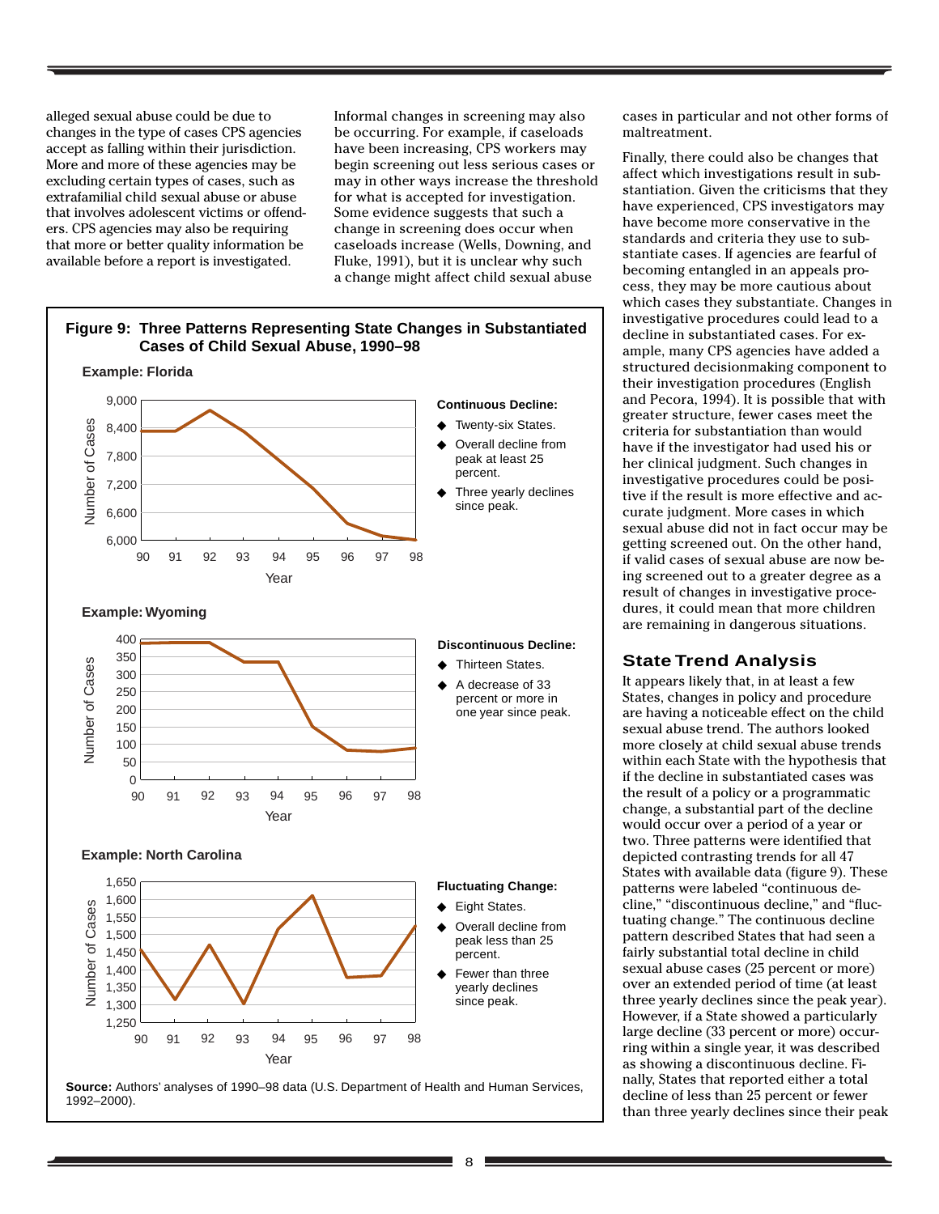alleged sexual abuse could be due to changes in the type of cases CPS agencies accept as falling within their jurisdiction. More and more of these agencies may be excluding certain types of cases, such as extrafamilial child sexual abuse or abuse that involves adolescent victims or offenders. CPS agencies may also be requiring that more or better quality information be available before a report is investigated.

Informal changes in screening may also be occurring. For example, if caseloads have been increasing, CPS workers may begin screening out less serious cases or may in other ways increase the threshold for what is accepted for investigation. Some evidence suggests that such a change in screening does occur when caseloads increase (Wells, Downing, and Fluke, 1991), but it is unclear why such a change might affect child sexual abuse cases in particular and not other forms of maltreatment.

Finally, there could also be changes that affect which investigations result in substantiation. Given the criticisms that they have experienced, CPS investigators may have become more conservative in the standards and criteria they use to substantiate cases. If agencies are fearful of becoming entangled in an appeals process, they may be more cautious about which cases they substantiate. Changes in investigative procedures could lead to a decline in substantiated cases. For example, many CPS agencies have added a structured decisionmaking component to their investigation procedures (English and Pecora, 1994). It is possible that with greater structure, fewer cases meet the criteria for substantiation than would have if the investigator had used his or her clinical judgment. Such changes in investigative procedures could be positive if the result is more effective and accurate judgment. More cases in which sexual abuse did not in fact occur may be getting screened out. On the other hand, if valid cases of sexual abuse are now being screened out to a greater degree as a result of changes in investigative procedures, it could mean that more children are remaining in dangerous situations.

**Figure 9: Three Patterns Representing State Changes in Substantiated Cases of Child Sexual Abuse, 1990–98**

**Example: Florida**

**Continuous Decline:**
- Twenty-six States.
- Overall decline from peak at least 25 percent.
- Three yearly declines since peak.

**Example: Wyoming**

**Discontinuous Decline:**
- Thirteen States.
- A decrease of 33 percent or more in one year since peak.

**Example: North Carolina**

**Fluctuating Change:**
- Eight States.
- Overall decline from peak less than 25 percent.
- Fewer than three yearly declines since peak.

**Source:** Authors' analyses of 1990–98 data (U.S. Department of Health and Human Services, 1992–2000).

## State Trend Analysis

It appears likely that, in at least a few States, changes in policy and procedure are having a noticeable effect on the child sexual abuse trend. The authors looked more closely at child sexual abuse trends within each State with the hypothesis that if the decline in substantiated cases was the result of a policy or a programmatic change, a substantial part of the decline would occur over a period of a year or two. Three patterns were identified that depicted contrasting trends for all 47 States with available data (figure 9). These patterns were labeled "continuous decline," "discontinuous decline," and "fluctuating change." The continuous decline pattern described States that had seen a fairly substantial total decline in child sexual abuse cases (25 percent or more) over an extended period of time (at least three yearly declines since the peak year). However, if a State showed a particularly large decline (33 percent or more) occurring within a single year, it was described as showing a discontinuous decline. Finally, States that reported either a total decline of less than 25 percent or fewer than three yearly declines since their peak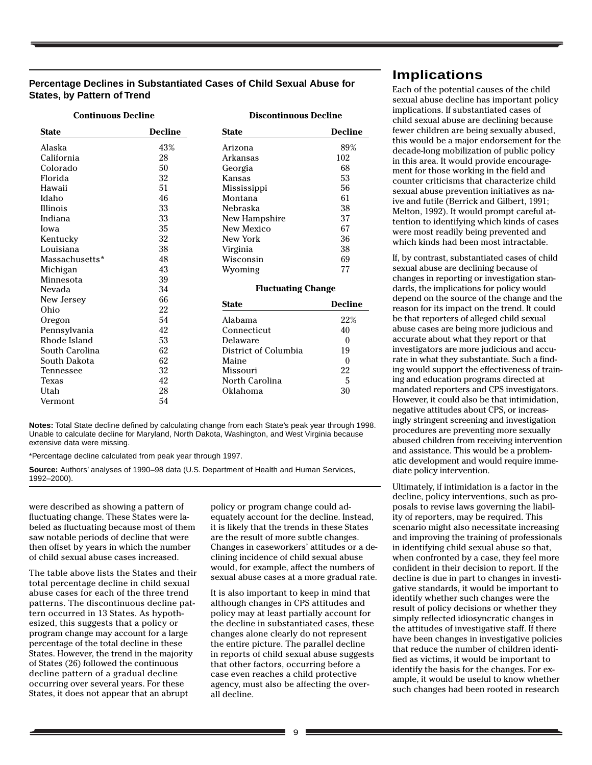**Percentage Declines in Substantiated Cases of Child Sexual Abuse for States, by Pattern of Trend**

**Continuous Decline**

| State | Decline |
|---|---|
| Alaska | 43% |
| California | 28 |
| Colorado | 50 |
| Florida | 32 |
| Hawaii | 51 |
| Idaho | 46 |
| Illinois | 33 |
| Indiana | 33 |
| Iowa | 35 |
| Kentucky | 32 |
| Louisiana | 38 |
| Massachusetts* | 48 |
| Michigan | 43 |
| Minnesota | 39 |
| Nevada | 34 |
| New Jersey | 66 |
| Ohio | 22 |
| Oregon | 54 |
| Pennsylvania | 42 |
| Rhode Island | 53 |
| South Carolina | 62 |
| South Dakota | 62 |
| Tennessee | 32 |
| Texas | 42 |
| Utah | 28 |
| Vermont | 54 |

**Discontinuous Decline**

| State | Decline |
|---|---|
| Arizona | 89% |
| Arkansas | 102 |
| Georgia | 68 |
| Kansas | 53 |
| Mississippi | 56 |
| Montana | 61 |
| Nebraska | 38 |
| New Hampshire | 37 |
| New Mexico | 67 |
| New York | 36 |
| Virginia | 38 |
| Wisconsin | 69 |
| Wyoming | 77 |

**Fluctuating Change**

| State | Decline |
|---|---|
| Alabama | 22% |
| Connecticut | 40 |
| Delaware | 0 |
| District of Columbia | 19 |
| Maine | 0 |
| Missouri | 22 |
| North Carolina | 5 |
| Oklahoma | 30 |

**Notes:** Total State decline defined by calculating change from each State's peak year through 1998. Unable to calculate decline for Maryland, North Dakota, Washington, and West Virginia because extensive data were missing.

*Percentage decline calculated from peak year through 1997.

**Source:** Authors' analyses of 1990–98 data (U.S. Department of Health and Human Services, 1992–2000).

were described as showing a pattern of fluctuating change. These States were labeled as fluctuating because most of them saw notable periods of decline that were then offset by years in which the number of child sexual abuse cases increased.

The table above lists the States and their total percentage decline in child sexual abuse cases for each of the three trend patterns. The discontinuous decline pattern occurred in 13 States. As hypothesized, this suggests that a policy or program change may account for a large percentage of the total decline in these States. However, the trend in the majority of States (26) followed the continuous decline pattern of a gradual decline occurring over several years. For these States, it does not appear that an abrupt policy or program change could adequately account for the decline. Instead, it is likely that the trends in these States are the result of more subtle changes. Changes in caseworkers' attitudes or a declining incidence of child sexual abuse would, for example, affect the numbers of sexual abuse cases at a more gradual rate.

It is also important to keep in mind that although changes in CPS attitudes and policy may at least partially account for the decline in substantiated cases, these changes alone clearly do not represent the entire picture. The parallel decline in reports of child sexual abuse suggests that other factors, occurring before a case even reaches a child protective agency, must also be affecting the overall decline.

## Implications

Each of the potential causes of the child sexual abuse decline has important policy implications. If substantiated cases of child sexual abuse are declining because fewer children are being sexually abused, this would be a major endorsement for the decade-long mobilization of public policy in this area. It would provide encouragement for those working in the field and counter criticisms that characterize child sexual abuse prevention initiatives as naive and futile (Berrick and Gilbert, 1991; Melton, 1992). It would prompt careful attention to identifying which kinds of cases were most readily being prevented and which kinds had been most intractable.

If, by contrast, substantiated cases of child sexual abuse are declining because of changes in reporting or investigation standards, the implications for policy would depend on the source of the change and the reason for its impact on the trend. It could be that reporters of alleged child sexual abuse cases are being more judicious and accurate about what they report or that investigators are more judicious and accurate in what they substantiate. Such a finding would support the effectiveness of training and education programs directed at mandated reporters and CPS investigators. However, it could also be that intimidation, negative attitudes about CPS, or increasingly stringent screening and investigation procedures are preventing more sexually abused children from receiving intervention and assistance. This would be a problematic development and would require immediate policy intervention.

Ultimately, if intimidation is a factor in the decline, policy interventions, such as proposals to revise laws governing the liability of reporters, may be required. This scenario might also necessitate increasing and improving the training of professionals in identifying child sexual abuse so that, when confronted by a case, they feel more confident in their decision to report. If the decline is due in part to changes in investigative standards, it would be important to identify whether such changes were the result of policy decisions or whether they simply reflected idiosyncratic changes in the attitudes of investigative staff. If there have been changes in investigative policies that reduce the number of children identified as victims, it would be important to identify the basis for the changes. For example, it would be useful to know whether such changes had been rooted in research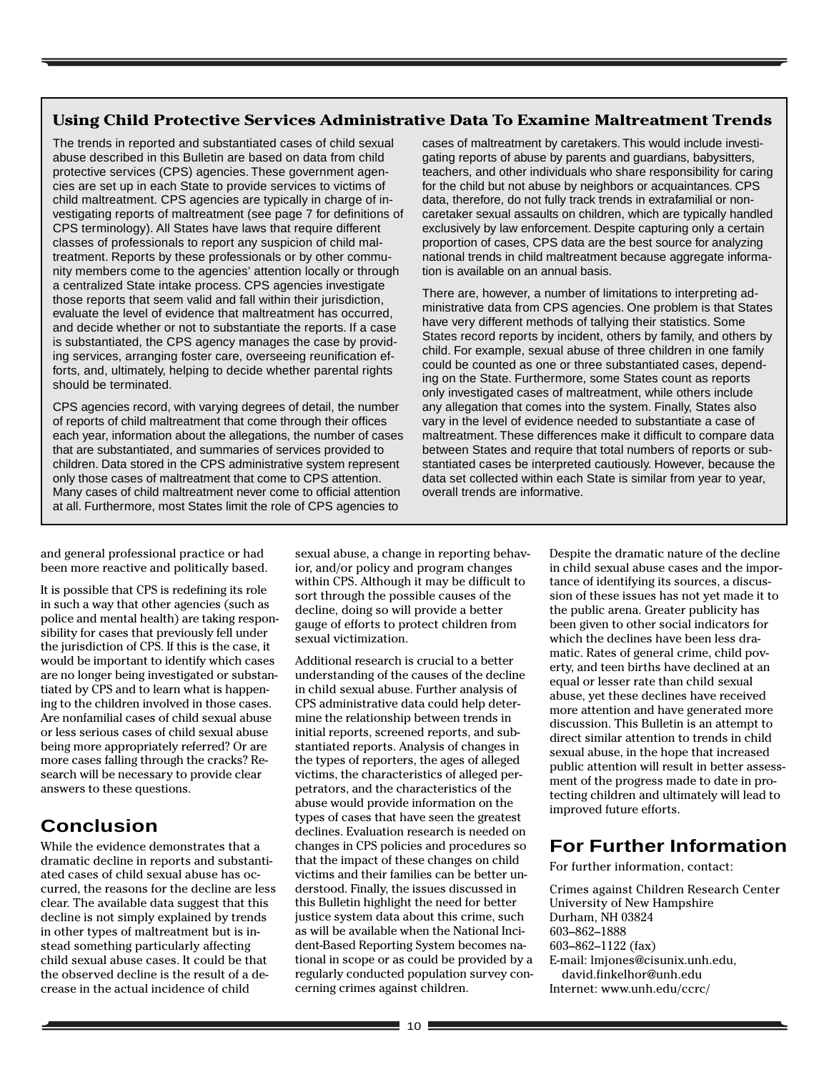### Using Child Protective Services Administrative Data To Examine Maltreatment Trends

The trends in reported and substantiated cases of child sexual abuse described in this Bulletin are based on data from child protective services (CPS) agencies. These government agencies are set up in each State to provide services to victims of child maltreatment. CPS agencies are typically in charge of investigating reports of maltreatment (see page 7 for definitions of CPS terminology). All States have laws that require different classes of professionals to report any suspicion of child maltreatment. Reports by these professionals or by other community members come to the agencies' attention locally or through a centralized State intake process. CPS agencies investigate those reports that seem valid and fall within their jurisdiction, evaluate the level of evidence that maltreatment has occurred, and decide whether or not to substantiate the reports. If a case is substantiated, the CPS agency manages the case by providing services, arranging foster care, overseeing reunification efforts, and, ultimately, helping to decide whether parental rights should be terminated.

CPS agencies record, with varying degrees of detail, the number of reports of child maltreatment that come through their offices each year, information about the allegations, the number of cases that are substantiated, and summaries of services provided to children. Data stored in the CPS administrative system represent only those cases of maltreatment that come to CPS attention. Many cases of child maltreatment never come to official attention at all. Furthermore, most States limit the role of CPS agencies to cases of maltreatment by caretakers. This would include investigating reports of abuse by parents and guardians, babysitters, teachers, and other individuals who share responsibility for caring for the child but not abuse by neighbors or acquaintances. CPS data, therefore, do not fully track trends in extrafamilial or noncaretaker sexual assaults on children, which are typically handled exclusively by law enforcement. Despite capturing only a certain proportion of cases, CPS data are the best source for analyzing national trends in child maltreatment because aggregate information is available on an annual basis.

There are, however, a number of limitations to interpreting administrative data from CPS agencies. One problem is that States have very different methods of tallying their statistics. Some States record reports by incident, others by family, and others by child. For example, sexual abuse of three children in one family could be counted as one or three substantiated cases, depending on the State. Furthermore, some States count as reports only investigated cases of maltreatment, while others include any allegation that comes into the system. Finally, States also vary in the level of evidence needed to substantiate a case of maltreatment. These differences make it difficult to compare data between States and require that total numbers of reports or substantiated cases be interpreted cautiously. However, because the data set collected within each State is similar from year to year, overall trends are informative.

and general professional practice or had been more reactive and politically based.

It is possible that CPS is redefining its role in such a way that other agencies (such as police and mental health) are taking responsibility for cases that previously fell under the jurisdiction of CPS. If this is the case, it would be important to identify which cases are no longer being investigated or substantiated by CPS and to learn what is happening to the children involved in those cases. Are nonfamilial cases of child sexual abuse or less serious cases of child sexual abuse being more appropriately referred? Or are more cases falling through the cracks? Research will be necessary to provide clear answers to these questions.

## Conclusion

While the evidence demonstrates that a dramatic decline in reports and substantiated cases of child sexual abuse has occurred, the reasons for the decline are less clear. The available data suggest that this decline is not simply explained by trends in other types of maltreatment but is instead something particularly affecting child sexual abuse cases. It could be that the observed decline is the result of a decrease in the actual incidence of child sexual abuse, a change in reporting behavior, and/or policy and program changes within CPS. Although it may be difficult to sort through the possible causes of the decline, doing so will provide a better gauge of efforts to protect children from sexual victimization.

Additional research is crucial to a better understanding of the causes of the decline in child sexual abuse. Further analysis of CPS administrative data could help determine the relationship between trends in initial reports, screened reports, and substantiated reports. Analysis of changes in the types of reporters, the ages of alleged victims, the characteristics of alleged perpetrators, and the characteristics of the abuse would provide information on the types of cases that have seen the greatest declines. Evaluation research is needed on changes in CPS policies and procedures so that the impact of these changes on child victims and their families can be better understood. Finally, the issues discussed in this Bulletin highlight the need for better justice system data about this crime, such as will be available when the National Incident-Based Reporting System becomes national in scope or as could be provided by a regularly conducted population survey concerning crimes against children.

Despite the dramatic nature of the decline in child sexual abuse cases and the importance of identifying its sources, a discussion of these issues has not yet made it to the public arena. Greater publicity has been given to other social indicators for which the declines have been less dramatic. Rates of general crime, child poverty, and teen births have declined at an equal or lesser rate than child sexual abuse, yet these declines have received more attention and have generated more discussion. This Bulletin is an attempt to direct similar attention to trends in child sexual abuse, in the hope that increased public attention will result in better assessment of the progress made to date in protecting children and ultimately will lead to improved future efforts.

## For Further Information

For further information, contact:

Crimes against Children Research Center
University of New Hampshire
Durham, NH 03824
603–862–1888
603–862–1122 (fax)
E-mail: lmjones@cisunix.unh.edu, david.finkelhor@unh.edu
Internet: www.unh.edu/ccrc/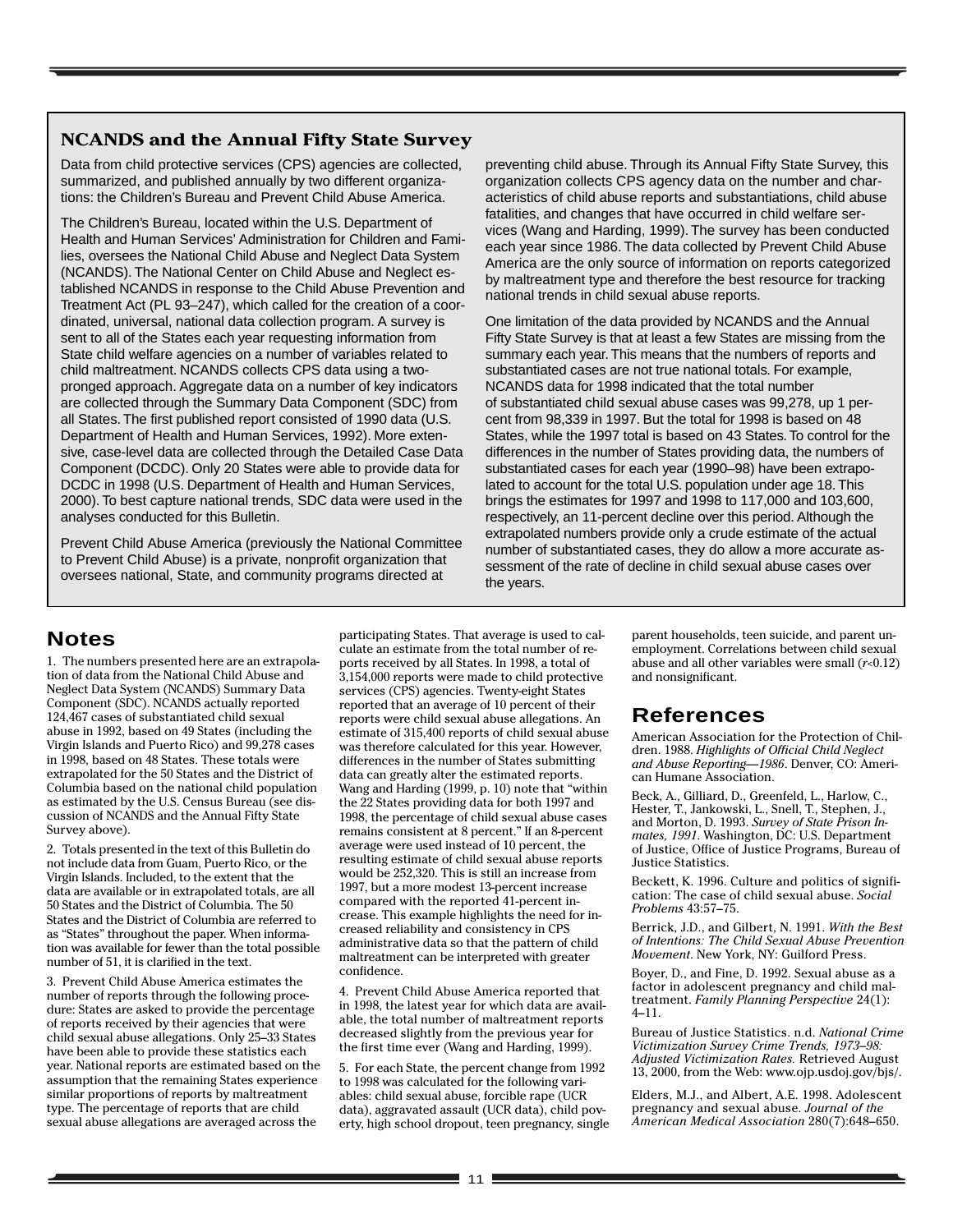### NCANDS and the Annual Fifty State Survey

Data from child protective services (CPS) agencies are collected, summarized, and published annually by two different organizations: the Children's Bureau and Prevent Child Abuse America.

The Children's Bureau, located within the U.S. Department of Health and Human Services' Administration for Children and Families, oversees the National Child Abuse and Neglect Data System (NCANDS). The National Center on Child Abuse and Neglect established NCANDS in response to the Child Abuse Prevention and Treatment Act (PL 93–247), which called for the creation of a coordinated, universal, national data collection program. A survey is sent to all of the States each year requesting information from State child welfare agencies on a number of variables related to child maltreatment. NCANDS collects CPS data using a two-pronged approach. Aggregate data on a number of key indicators are collected through the Summary Data Component (SDC) from all States. The first published report consisted of 1990 data (U.S. Department of Health and Human Services, 1992). More extensive, case-level data are collected through the Detailed Case Data Component (DCDC). Only 20 States were able to provide data for DCDC in 1998 (U.S. Department of Health and Human Services, 2000). To best capture national trends, SDC data were used in the analyses conducted for this Bulletin.

Prevent Child Abuse America (previously the National Committee to Prevent Child Abuse) is a private, nonprofit organization that oversees national, State, and community programs directed at preventing child abuse. Through its Annual Fifty State Survey, this organization collects CPS agency data on the number and characteristics of child abuse reports and substantiations, child abuse fatalities, and changes that have occurred in child welfare services (Wang and Harding, 1999). The survey has been conducted each year since 1986. The data collected by Prevent Child Abuse America are the only source of information on reports categorized by maltreatment type and therefore the best resource for tracking national trends in child sexual abuse reports.

One limitation of the data provided by NCANDS and the Annual Fifty State Survey is that at least a few States are missing from the summary each year. This means that the numbers of reports and substantiated cases are not true national totals. For example, NCANDS data for 1998 indicated that the total number of substantiated child sexual abuse cases was 99,278, up 1 percent from 98,339 in 1997. But the total for 1998 is based on 48 States, while the 1997 total is based on 43 States. To control for the differences in the number of States providing data, the numbers of substantiated cases for each year (1990–98) have been extrapolated to account for the total U.S. population under age 18. This brings the estimates for 1997 and 1998 to 117,000 and 103,600, respectively, an 11-percent decline over this period. Although the extrapolated numbers provide only a crude estimate of the actual number of substantiated cases, they do allow a more accurate assessment of the rate of decline in child sexual abuse cases over the years.

## Notes

1. The numbers presented here are an extrapolation of data from the National Child Abuse and Neglect Data System (NCANDS) Summary Data Component (SDC). NCANDS actually reported 124,467 cases of substantiated child sexual abuse in 1992, based on 49 States (including the Virgin Islands and Puerto Rico) and 99,278 cases in 1998, based on 48 States. These totals were extrapolated for the 50 States and the District of Columbia based on the national child population as estimated by the U.S. Census Bureau (see discussion of NCANDS and the Annual Fifty State Survey above).

2. Totals presented in the text of this Bulletin do not include data from Guam, Puerto Rico, or the Virgin Islands. Included, to the extent that the data are available or in extrapolated totals, are all 50 States and the District of Columbia. The 50 States and the District of Columbia are referred to as "States" throughout the paper. When information was available for fewer than the total possible number of 51, it is clarified in the text.

3. Prevent Child Abuse America estimates the number of reports through the following procedure: States are asked to provide the percentage of reports received by their agencies that were child sexual abuse allegations. Only 25–33 States have been able to provide these statistics each year. National reports are estimated based on the assumption that the remaining States experience similar proportions of reports by maltreatment type. The percentage of reports that are child sexual abuse allegations are averaged across the participating States. That average is used to calculate an estimate from the total number of reports received by all States. In 1998, a total of 3,154,000 reports were made to child protective services (CPS) agencies. Twenty-eight States reported that an average of 10 percent of their reports were child sexual abuse allegations. An estimate of 315,400 reports of child sexual abuse was therefore calculated for this year. However, differences in the number of States submitting data can greatly alter the estimated reports. Wang and Harding (1999, p. 10) note that "within the 22 States providing data for both 1997 and 1998, the percentage of child sexual abuse cases remains consistent at 8 percent." If an 8-percent average were used instead of 10 percent, the resulting estimate of child sexual abuse reports would be 252,320. This is still an increase from 1997, but a more modest 13-percent increase compared with the reported 41-percent increase. This example highlights the need for increased reliability and consistency in CPS administrative data so that the pattern of child maltreatment can be interpreted with greater confidence.

4. Prevent Child Abuse America reported that in 1998, the latest year for which data are available, the total number of maltreatment reports decreased slightly from the previous year for the first time ever (Wang and Harding, 1999).

5. For each State, the percent change from 1992 to 1998 was calculated for the following variables: child sexual abuse, forcible rape (UCR data), aggravated assault (UCR data), child poverty, high school dropout, teen pregnancy, single parent households, teen suicide, and parent unemployment. Correlations between child sexual abuse and all other variables were small ($r$<0.12) and nonsignificant.

## References

American Association for the Protection of Children. 1988. *Highlights of Official Child Neglect and Abuse Reporting—1986*. Denver, CO: American Humane Association.

Beck, A., Gilliard, D., Greenfeld, L., Harlow, C., Hester, T., Jankowski, L., Snell, T., Stephen, J., and Morton, D. 1993. *Survey of State Prison Inmates, 1991*. Washington, DC: U.S. Department of Justice, Office of Justice Programs, Bureau of Justice Statistics.

Beckett, K. 1996. Culture and politics of signification: The case of child sexual abuse. *Social Problems* 43:57–75.

Berrick, J.D., and Gilbert, N. 1991. *With the Best of Intentions: The Child Sexual Abuse Prevention Movement*. New York, NY: Guilford Press.

Boyer, D., and Fine, D. 1992. Sexual abuse as a factor in adolescent pregnancy and child maltreatment. *Family Planning Perspective* 24(1): 4–11.

Bureau of Justice Statistics. n.d. *National Crime Victimization Survey Crime Trends, 1973–98: Adjusted Victimization Rates.* Retrieved August 13, 2000, from the Web: www.ojp.usdoj.gov/bjs/.

Elders, M.J., and Albert, A.E. 1998. Adolescent pregnancy and sexual abuse. *Journal of the American Medical Association* 280(7):648–650.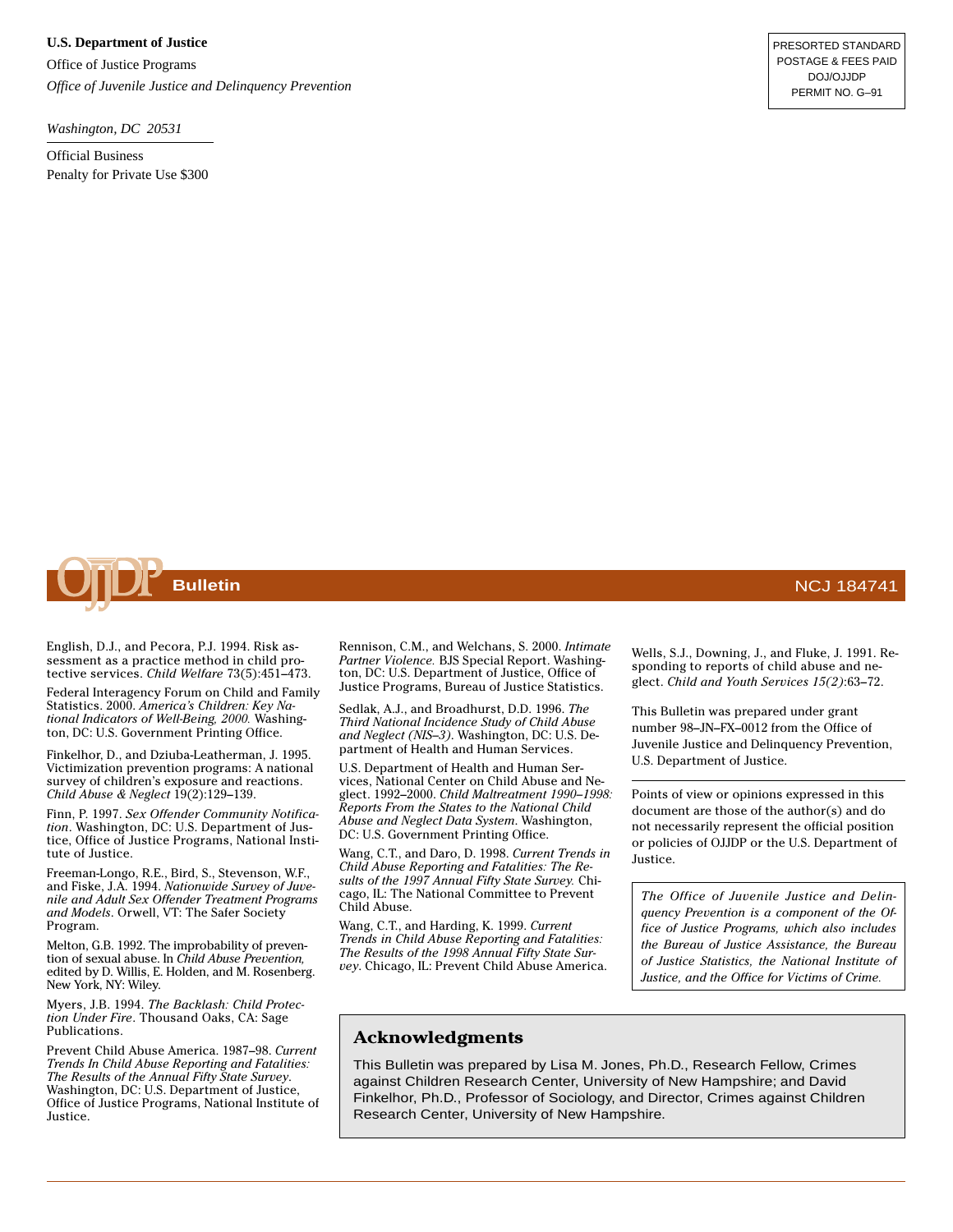**U.S. Department of Justice**

Office of Justice Programs

*Office of Juvenile Justice and Delinquency Prevention*

*Washington, DC 20531*

Official Business
Penalty for Private Use $300

PRESORTED STANDARD
POSTAGE & FEES PAID
DOJ/OJJDP
PERMIT NO. G–91

**Bulletin** NCJ 184741

English, D.J., and Pecora, P.J. 1994. Risk assessment as a practice method in child protective services. *Child Welfare* 73(5):451–473.

Federal Interagency Forum on Child and Family Statistics. 2000. *America's Children: Key National Indicators of Well-Being, 2000.* Washington, DC: U.S. Government Printing Office.

Finkelhor, D., and Dziuba-Leatherman, J. 1995. Victimization prevention programs: A national survey of children's exposure and reactions. *Child Abuse & Neglect* 19(2):129–139.

Finn, P. 1997. *Sex Offender Community Notification*. Washington, DC: U.S. Department of Justice, Office of Justice Programs, National Institute of Justice.

Freeman-Longo, R.E., Bird, S., Stevenson, W.F., and Fiske, J.A. 1994. *Nationwide Survey of Juvenile and Adult Sex Offender Treatment Programs and Models*. Orwell, VT: The Safer Society Program.

Melton, G.B. 1992. The improbability of prevention of sexual abuse. In *Child Abuse Prevention,* edited by D. Willis, E. Holden, and M. Rosenberg. New York, NY: Wiley.

Myers, J.B. 1994. *The Backlash: Child Protection Under Fire*. Thousand Oaks, CA: Sage Publications.

Prevent Child Abuse America. 1987–98. *Current Trends In Child Abuse Reporting and Fatalities: The Results of the Annual Fifty State Survey*. Washington, DC: U.S. Department of Justice, Office of Justice Programs, National Institute of Justice.

Rennison, C.M., and Welchans, S. 2000. *Intimate Partner Violence.* BJS Special Report. Washington, DC: U.S. Department of Justice, Office of Justice Programs, Bureau of Justice Statistics.

Sedlak, A.J., and Broadhurst, D.D. 1996. *The Third National Incidence Study of Child Abuse and Neglect (NIS–3)*. Washington, DC: U.S. Department of Health and Human Services.

U.S. Department of Health and Human Services, National Center on Child Abuse and Neglect. 1992–2000. *Child Maltreatment 1990–1998: Reports From the States to the National Child Abuse and Neglect Data System*. Washington, DC: U.S. Government Printing Office.

Wang, C.T., and Daro, D. 1998. *Current Trends in Child Abuse Reporting and Fatalities: The Results of the 1997 Annual Fifty State Survey.* Chicago, IL: The National Committee to Prevent Child Abuse.

Wang, C.T., and Harding, K. 1999. *Current Trends in Child Abuse Reporting and Fatalities: The Results of the 1998 Annual Fifty State Survey*. Chicago, IL: Prevent Child Abuse America.

Wells, S.J., Downing, J., and Fluke, J. 1991. Responding to reports of child abuse and neglect. *Child and Youth Services 15(2)*:63–72.

This Bulletin was prepared under grant number 98–JN–FX–0012 from the Office of Juvenile Justice and Delinquency Prevention, U.S. Department of Justice.

Points of view or opinions expressed in this document are those of the author(s) and do not necessarily represent the official position or policies of OJJDP or the U.S. Department of Justice.

*The Office of Juvenile Justice and Delinquency Prevention is a component of the Office of Justice Programs, which also includes the Bureau of Justice Assistance, the Bureau of Justice Statistics, the National Institute of Justice, and the Office for Victims of Crime.*

## Acknowledgments

This Bulletin was prepared by Lisa M. Jones, Ph.D., Research Fellow, Crimes against Children Research Center, University of New Hampshire; and David Finkelhor, Ph.D., Professor of Sociology, and Director, Crimes against Children Research Center, University of New Hampshire.